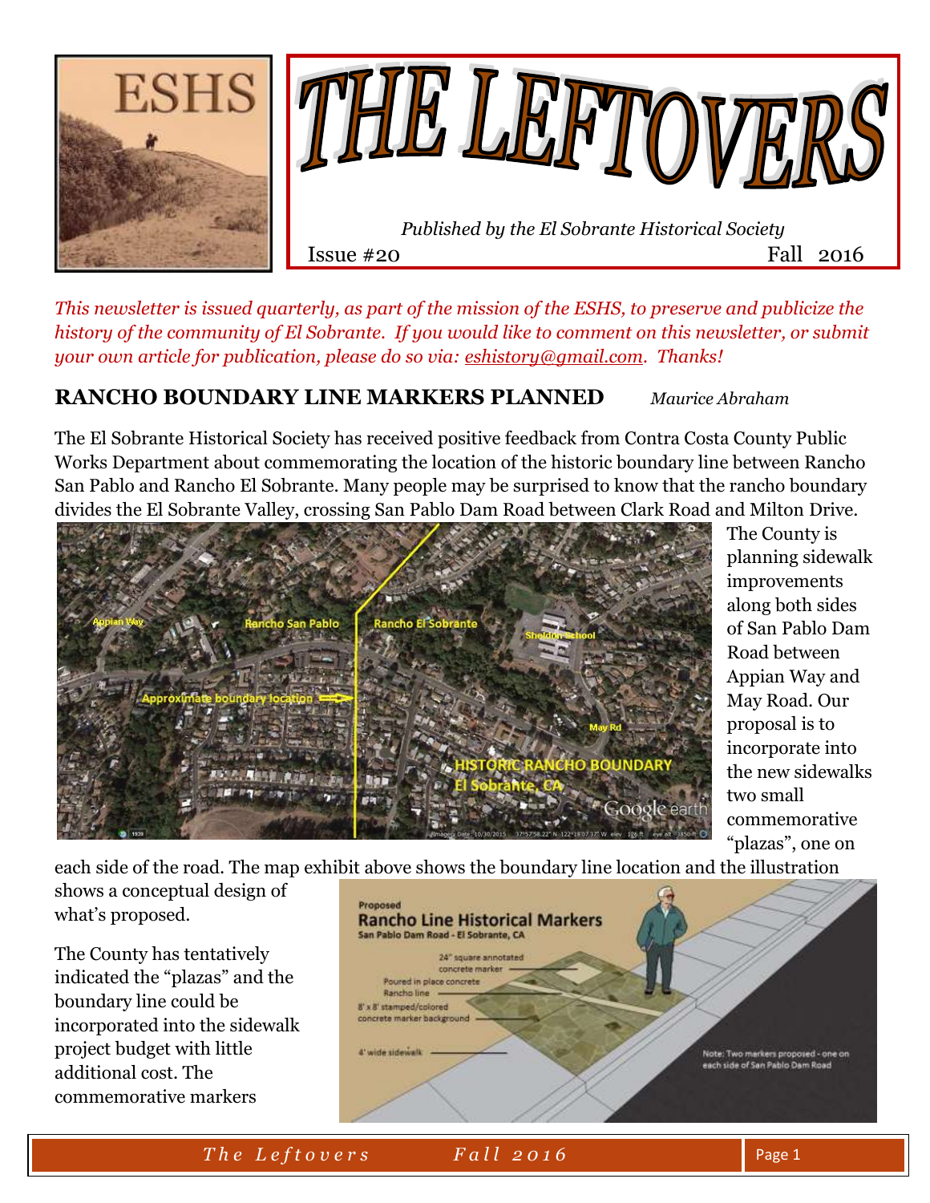# THE LEFTOVERS

*Published by the El Sobrante Historical Society*

Issue #20 Fall 2016

*This newsletter is issued quarterly, as part of the mission of the ESHS, to preserve and publicize the history of the community of El Sobrante. If you would like to comment on this newsletter, or submit your own article for publication, please do so via: eshistory@gmail.com. Thanks!*

## RANCHO BOUNDARY LINE MARKERS PLANNED

*Maurice Abraham*

The El Sobrante Historical Society has received positive feedback from Contra Costa County Public Works Department about commemorating the location of the historic boundary line between Rancho San Pablo and Rancho El Sobrante. Many people may be surprised to know that the rancho boundary divides the El Sobrante Valley, crossing San Pablo Dam Road between Clark Road and Milton Drive. The County is planning sidewalk improvements along both sides of San Pablo Dam Road between Appian Way and May Road. Our proposal is to incorporate into the new sidewalks two small commemorative "plazas", one on each side of the road. The map exhibit above shows the boundary line location and the illustration shows a conceptual design of what's proposed.

The County has tentatively indicated the "plazas" and the boundary line could be incorporated into the sidewalk project budget with little additional cost. The commemorative markers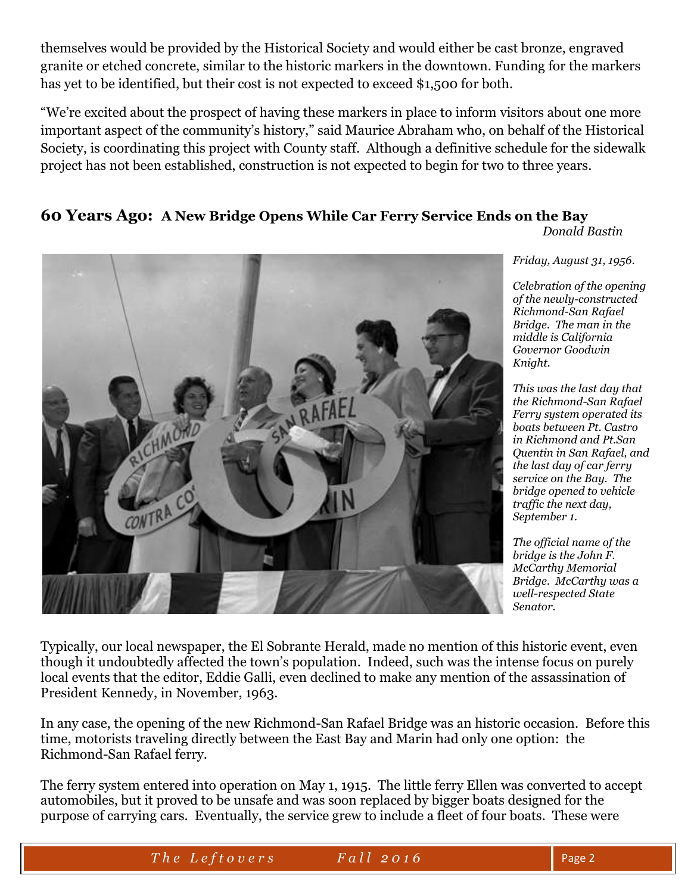themselves would be provided by the Historical Society and would either be cast bronze, engraved granite or etched concrete, similar to the historic markers in the downtown. Funding for the markers has yet to be identified, but their cost is not expected to exceed $1,500 for both.

"We're excited about the prospect of having these markers in place to inform visitors about one more important aspect of the community's history," said Maurice Abraham who, on behalf of the Historical Society, is coordinating this project with County staff. Although a definitive schedule for the sidewalk project has not been established, construction is not expected to begin for two to three years.

## 60 Years Ago: A New Bridge Opens While Car Ferry Service Ends on the Bay

*Donald Bastin*

*Friday, August 31, 1956.*

*Celebration of the opening of the newly-constructed Richmond-San Rafael Bridge. The man in the middle is California Governor Goodwin Knight.*

*This was the last day that the Richmond-San Rafael Ferry system operated its boats between Pt. Castro in Richmond and Pt.San Quentin in San Rafael, and the last day of car ferry service on the Bay. The bridge opened to vehicle traffic the next day, September 1.*

*The official name of the bridge is the John F. McCarthy Memorial Bridge. McCarthy was a well-respected State Senator.*

Typically, our local newspaper, the El Sobrante Herald, made no mention of this historic event, even though it undoubtedly affected the town's population. Indeed, such was the intense focus on purely local events that the editor, Eddie Galli, even declined to make any mention of the assassination of President Kennedy, in November, 1963.

In any case, the opening of the new Richmond-San Rafael Bridge was an historic occasion. Before this time, motorists traveling directly between the East Bay and Marin had only one option: the Richmond-San Rafael ferry.

The ferry system entered into operation on May 1, 1915. The little ferry Ellen was converted to accept automobiles, but it proved to be unsafe and was soon replaced by bigger boats designed for the purpose of carrying cars. Eventually, the service grew to include a fleet of four boats. These were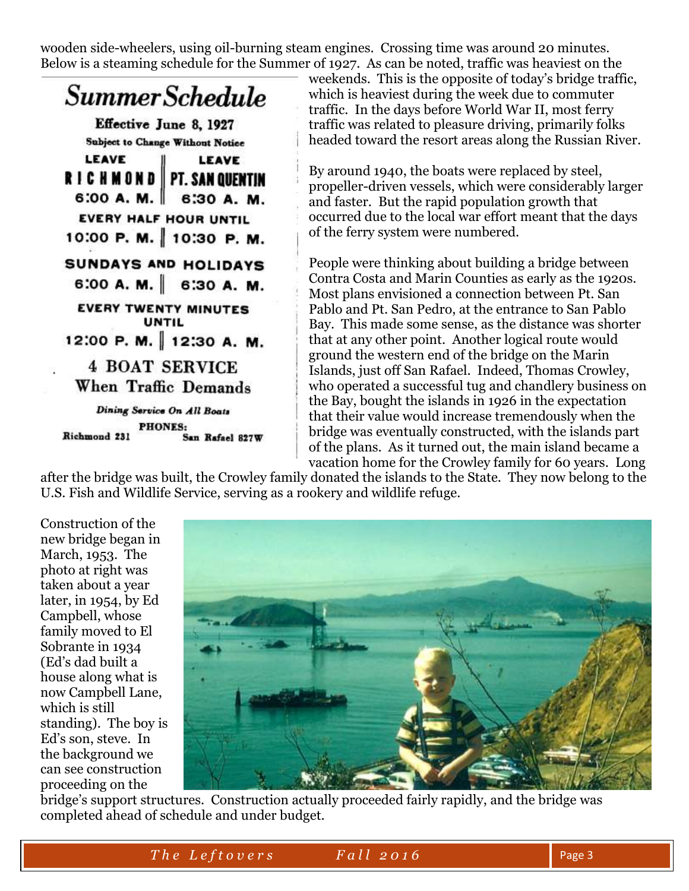wooden side-wheelers, using oil-burning steam engines. Crossing time was around 20 minutes. Below is a steaming schedule for the Summer of 1927. As can be noted, traffic was heaviest on the weekends. This is the opposite of today's bridge traffic, which is heaviest during the week due to commuter traffic. In the days before World War II, most ferry traffic was related to pleasure driving, primarily folks headed toward the resort areas along the Russian River.

*Summer Schedule*

**Effective June 8, 1927**

Subject to Change Without Notice

| LEAVE RICHMOND | LEAVE PT. SAN QUENTIN |
|---|---|
| 6:00 A. M. | 6:30 A. M. |
| EVERY HALF HOUR UNTIL | |
| 10:00 P. M. | 10:30 P. M. |
| SUNDAYS AND HOLIDAYS | |
| 6:00 A. M. | 6:30 A. M. |
| EVERY TWENTY MINUTES UNTIL | |
| 12:00 P. M. | 12:30 A. M. |

**4 BOAT SERVICE**
**When Traffic Demands**

*Dining Service On All Boats*

PHONES:
Richmond 231 San Rafael 827W

By around 1940, the boats were replaced by steel, propeller-driven vessels, which were considerably larger and faster. But the rapid population growth that occurred due to the local war effort meant that the days of the ferry system were numbered.

People were thinking about building a bridge between Contra Costa and Marin Counties as early as the 1920s. Most plans envisioned a connection between Pt. San Pablo and Pt. San Pedro, at the entrance to San Pablo Bay. This made some sense, as the distance was shorter that at any other point. Another logical route would ground the western end of the bridge on the Marin Islands, just off San Rafael. Indeed, Thomas Crowley, who operated a successful tug and chandlery business on the Bay, bought the islands in 1926 in the expectation that their value would increase tremendously when the bridge was eventually constructed, with the islands part of the plans. As it turned out, the main island became a vacation home for the Crowley family for 60 years. Long after the bridge was built, the Crowley family donated the islands to the State. They now belong to the U.S. Fish and Wildlife Service, serving as a rookery and wildlife refuge.

Construction of the new bridge began in March, 1953. The photo at right was taken about a year later, in 1954, by Ed Campbell, whose family moved to El Sobrante in 1934 (Ed's dad built a house along what is now Campbell Lane, which is still standing). The boy is Ed's son, steve. In the background we can see construction proceeding on the bridge's support structures. Construction actually proceeded fairly rapidly, and the bridge was completed ahead of schedule and under budget.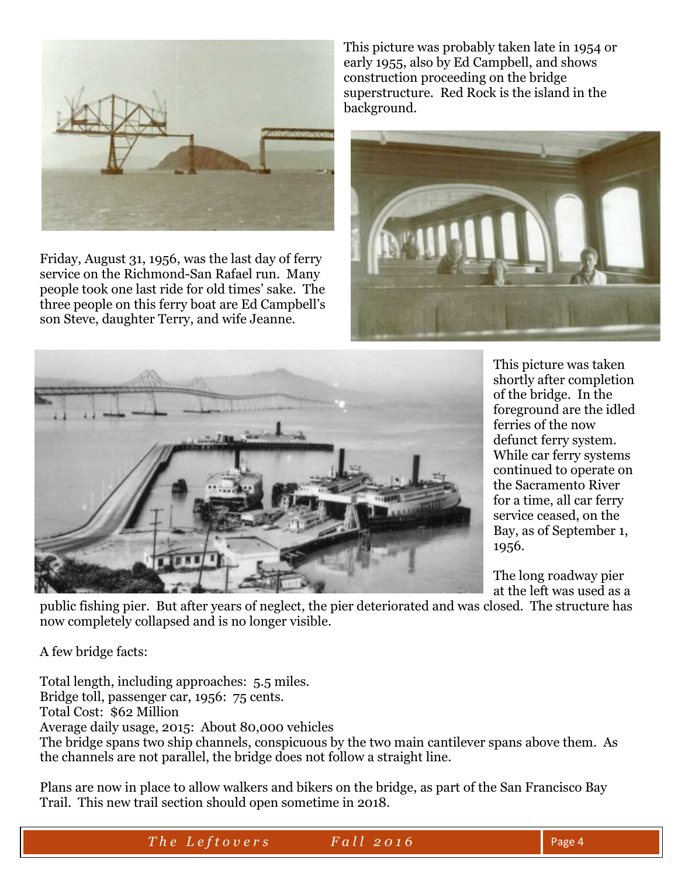This picture was probably taken late in 1954 or early 1955, also by Ed Campbell, and shows construction proceeding on the bridge superstructure. Red Rock is the island in the background.

Friday, August 31, 1956, was the last day of ferry service on the Richmond-San Rafael run. Many people took one last ride for old times' sake. The three people on this ferry boat are Ed Campbell's son Steve, daughter Terry, and wife Jeanne.

This picture was taken shortly after completion of the bridge. In the foreground are the idled ferries of the now defunct ferry system. While car ferry systems continued to operate on the Sacramento River for a time, all car ferry service ceased, on the Bay, as of September 1, 1956.

The long roadway pier at the left was used as a public fishing pier. But after years of neglect, the pier deteriorated and was closed. The structure has now completely collapsed and is no longer visible.

A few bridge facts:

Total length, including approaches: 5.5 miles.
Bridge toll, passenger car, 1956: 75 cents.
Total Cost: $62 Million
Average daily usage, 2015: About 80,000 vehicles
The bridge spans two ship channels, conspicuous by the two main cantilever spans above them. As the channels are not parallel, the bridge does not follow a straight line.

Plans are now in place to allow walkers and bikers on the bridge, as part of the San Francisco Bay Trail. This new trail section should open sometime in 2018.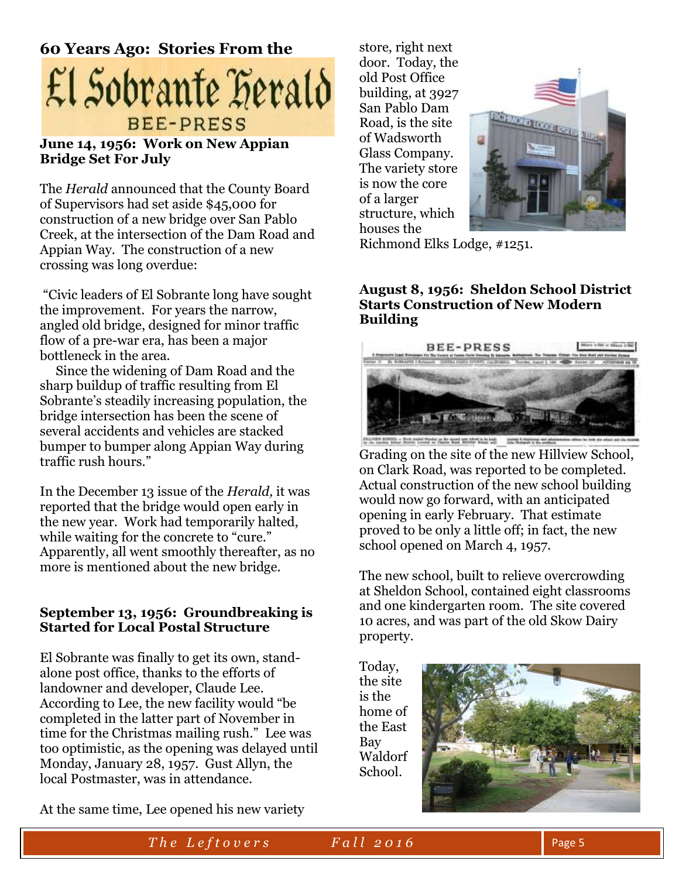# 60 Years Ago: Stories From the El Sobrante Herald BEE-PRESS

### June 14, 1956: Work on New Appian Bridge Set For July

The *Herald* announced that the County Board of Supervisors had set aside $45,000 for construction of a new bridge over San Pablo Creek, at the intersection of the Dam Road and Appian Way. The construction of a new crossing was long overdue:

"Civic leaders of El Sobrante long have sought the improvement. For years the narrow, angled old bridge, designed for minor traffic flow of a pre-war era, has been a major bottleneck in the area.

Since the widening of Dam Road and the sharp buildup of traffic resulting from El Sobrante's steadily increasing population, the bridge intersection has been the scene of several accidents and vehicles are stacked bumper to bumper along Appian Way during traffic rush hours."

In the December 13 issue of the *Herald,* it was reported that the bridge would open early in the new year. Work had temporarily halted, while waiting for the concrete to "cure." Apparently, all went smoothly thereafter, as no more is mentioned about the new bridge.

### September 13, 1956: Groundbreaking is Started for Local Postal Structure

El Sobrante was finally to get its own, stand-alone post office, thanks to the efforts of landowner and developer, Claude Lee. According to Lee, the new facility would "be completed in the latter part of November in time for the Christmas mailing rush." Lee was too optimistic, as the opening was delayed until Monday, January 28, 1957. Gust Allyn, the local Postmaster, was in attendance.

At the same time, Lee opened his new variety store, right next door. Today, the old Post Office building, at 3927 San Pablo Dam Road, is the site of Wadsworth Glass Company. The variety store is now the core of a larger structure, which houses the Richmond Elks Lodge, #1251.

### August 8, 1956: Sheldon School District Starts Construction of New Modern Building

Grading on the site of the new Hillview School, on Clark Road, was reported to be completed. Actual construction of the new school building would now go forward, with an anticipated opening in early February. That estimate proved to be only a little off; in fact, the new school opened on March 4, 1957.

The new school, built to relieve overcrowding at Sheldon School, contained eight classrooms and one kindergarten room. The site covered 10 acres, and was part of the old Skow Dairy property.

Today, the site is the home of the East Bay Waldorf School.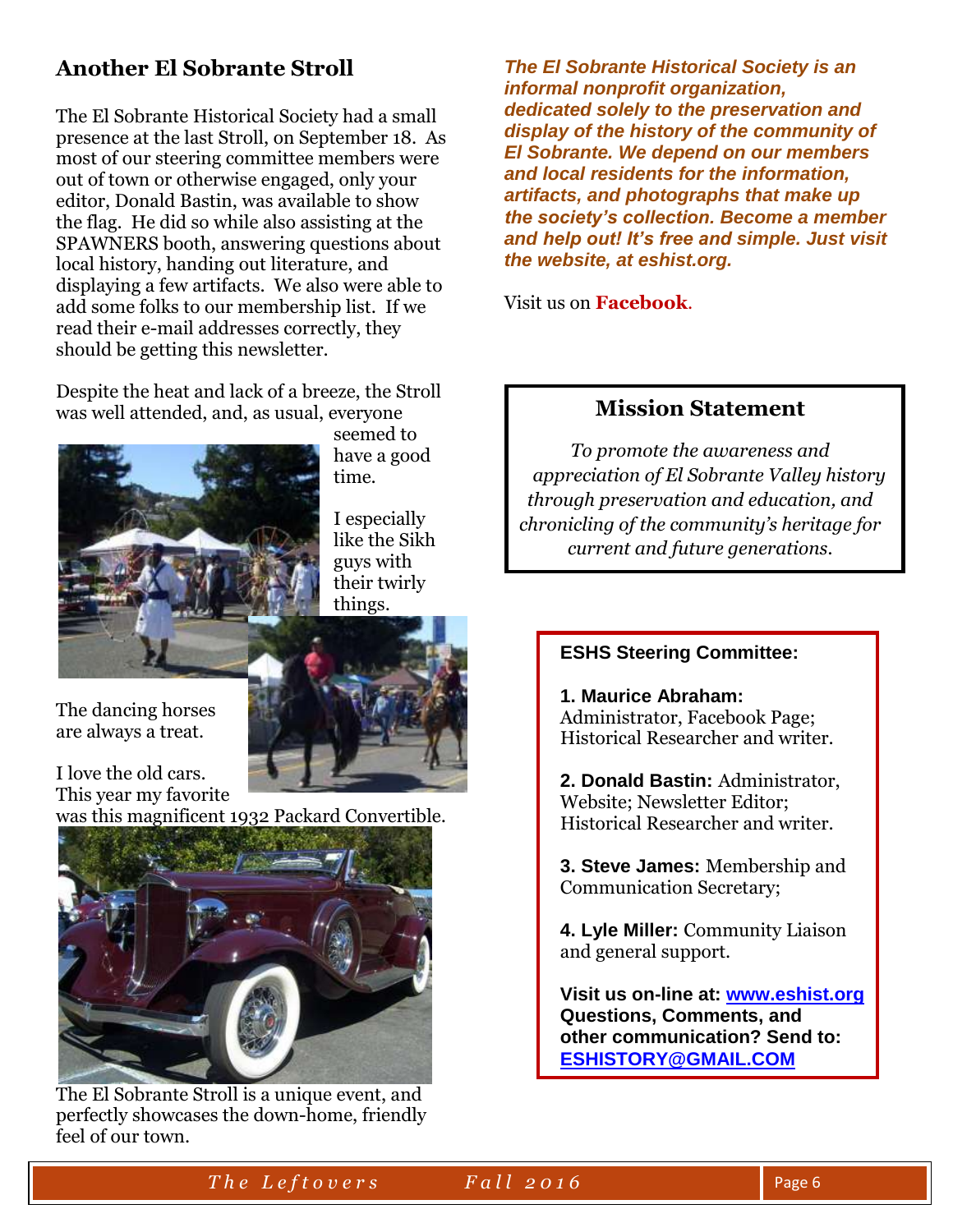## Another El Sobrante Stroll

The El Sobrante Historical Society had a small presence at the last Stroll, on September 18. As most of our steering committee members were out of town or otherwise engaged, only your editor, Donald Bastin, was available to show the flag. He did so while also assisting at the SPAWNERS booth, answering questions about local history, handing out literature, and displaying a few artifacts. We also were able to add some folks to our membership list. If we read their e-mail addresses correctly, they should be getting this newsletter.

Despite the heat and lack of a breeze, the Stroll was well attended, and, as usual, everyone seemed to have a good time.

I especially like the Sikh guys with their twirly things.

The dancing horses are always a treat.

I love the old cars. This year my favorite was this magnificent 1932 Packard Convertible.

The El Sobrante Stroll is a unique event, and perfectly showcases the down-home, friendly feel of our town.

***The El Sobrante Historical Society is an informal nonprofit organization, dedicated solely to the preservation and display of the history of the community of El Sobrante. We depend on our members and local residents for the information, artifacts, and photographs that make up the society's collection. Become a member and help out! It's free and simple. Just visit the website, at eshist.org.***

Visit us on **Facebook**.

### Mission Statement

*To promote the awareness and appreciation of El Sobrante Valley history through preservation and education, and chronicling of the community's heritage for current and future generations.*

**ESHS Steering Committee:**

**1. Maurice Abraham:** Administrator, Facebook Page; Historical Researcher and writer.

**2. Donald Bastin:** Administrator, Website; Newsletter Editor; Historical Researcher and writer.

**3. Steve James:** Membership and Communication Secretary;

**4. Lyle Miller:** Community Liaison and general support.

**Visit us on-line at: www.eshist.org**
**Questions, Comments, and other communication? Send to: ESHISTORY@GMAIL.COM**